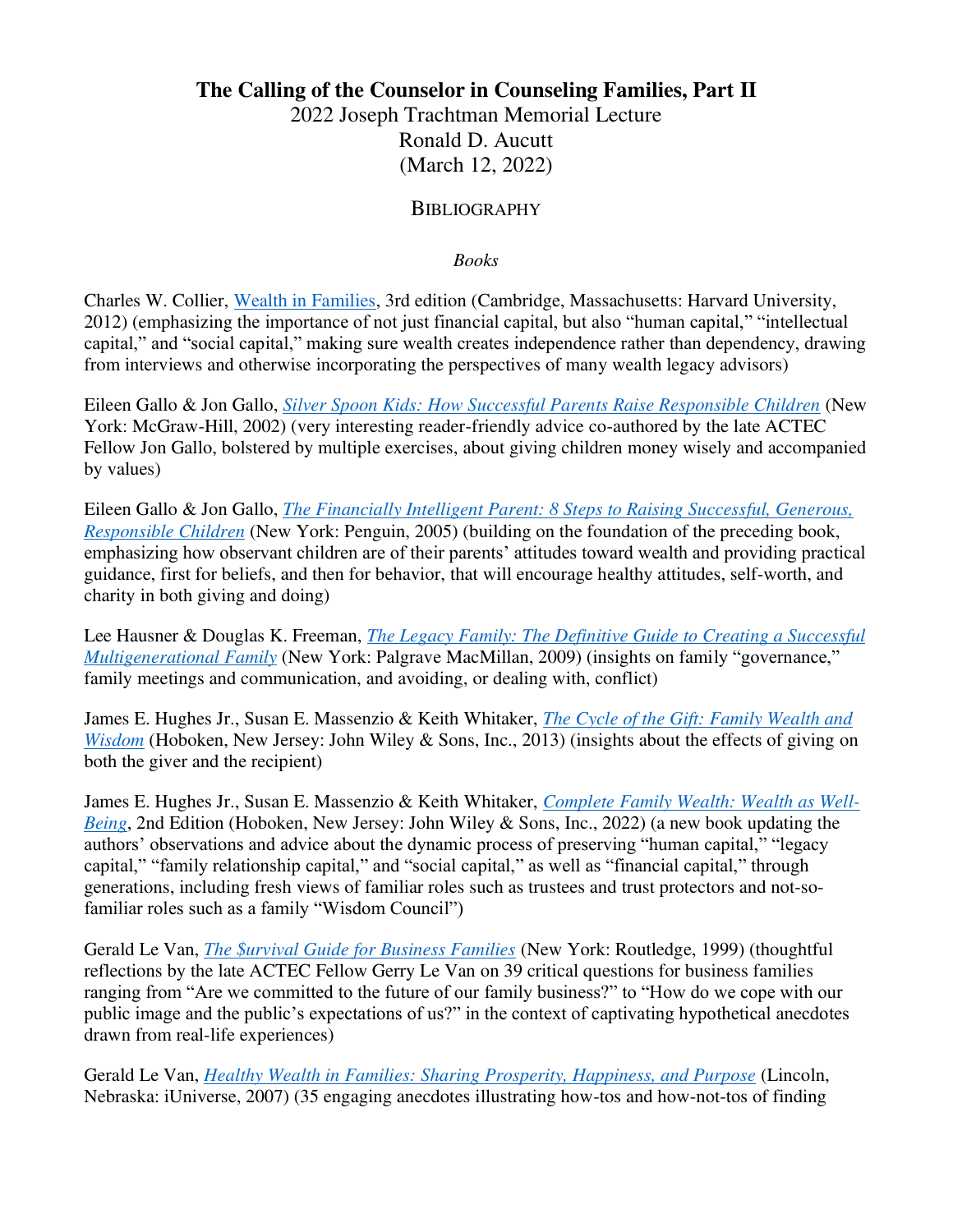**The Calling of the Counselor in Counseling Families, Part II**

2022 Joseph Trachtman Memorial Lecture

Ronald D. Aucutt

(March 12, 2022)

BIBLIOGRAPHY

*Books*

Charles W. Collier, Wealth in Families, 3rd edition (Cambridge, Massachusetts: Harvard University, 2012) (emphasizing the importance of not just financial capital, but also "human capital," "intellectual capital," and "social capital," making sure wealth creates independence rather than dependency, drawing from interviews and otherwise incorporating the perspectives of many wealth legacy advisors)

Eileen Gallo & Jon Gallo, *Silver Spoon Kids: How Successful Parents Raise Responsible Children* (New York: McGraw-Hill, 2002) (very interesting reader-friendly advice co-authored by the late ACTEC Fellow Jon Gallo, bolstered by multiple exercises, about giving children money wisely and accompanied by values)

Eileen Gallo & Jon Gallo, *The Financially Intelligent Parent: 8 Steps to Raising Successful, Generous, Responsible Children* (New York: Penguin, 2005) (building on the foundation of the preceding book, emphasizing how observant children are of their parents' attitudes toward wealth and providing practical guidance, first for beliefs, and then for behavior, that will encourage healthy attitudes, self-worth, and charity in both giving and doing)

Lee Hausner & Douglas K. Freeman, *The Legacy Family: The Definitive Guide to Creating a Successful Multigenerational Family* (New York: Palgrave MacMillan, 2009) (insights on family "governance," family meetings and communication, and avoiding, or dealing with, conflict)

James E. Hughes Jr., Susan E. Massenzio & Keith Whitaker, *The Cycle of the Gift: Family Wealth and Wisdom* (Hoboken, New Jersey: John Wiley & Sons, Inc., 2013) (insights about the effects of giving on both the giver and the recipient)

James E. Hughes Jr., Susan E. Massenzio & Keith Whitaker, *Complete Family Wealth: Wealth as Well-Being*, 2nd Edition (Hoboken, New Jersey: John Wiley & Sons, Inc., 2022) (a new book updating the authors' observations and advice about the dynamic process of preserving "human capital," "legacy capital," "family relationship capital," and "social capital," as well as "financial capital," through generations, including fresh views of familiar roles such as trustees and trust protectors and not-so-familiar roles such as a family "Wisdom Council")

Gerald Le Van, *The $urvival Guide for Business Families* (New York: Routledge, 1999) (thoughtful reflections by the late ACTEC Fellow Gerry Le Van on 39 critical questions for business families ranging from "Are we committed to the future of our family business?" to "How do we cope with our public image and the public's expectations of us?" in the context of captivating hypothetical anecdotes drawn from real-life experiences)

Gerald Le Van, *Healthy Wealth in Families: Sharing Prosperity, Happiness, and Purpose* (Lincoln, Nebraska: iUniverse, 2007) (35 engaging anecdotes illustrating how-tos and how-not-tos of finding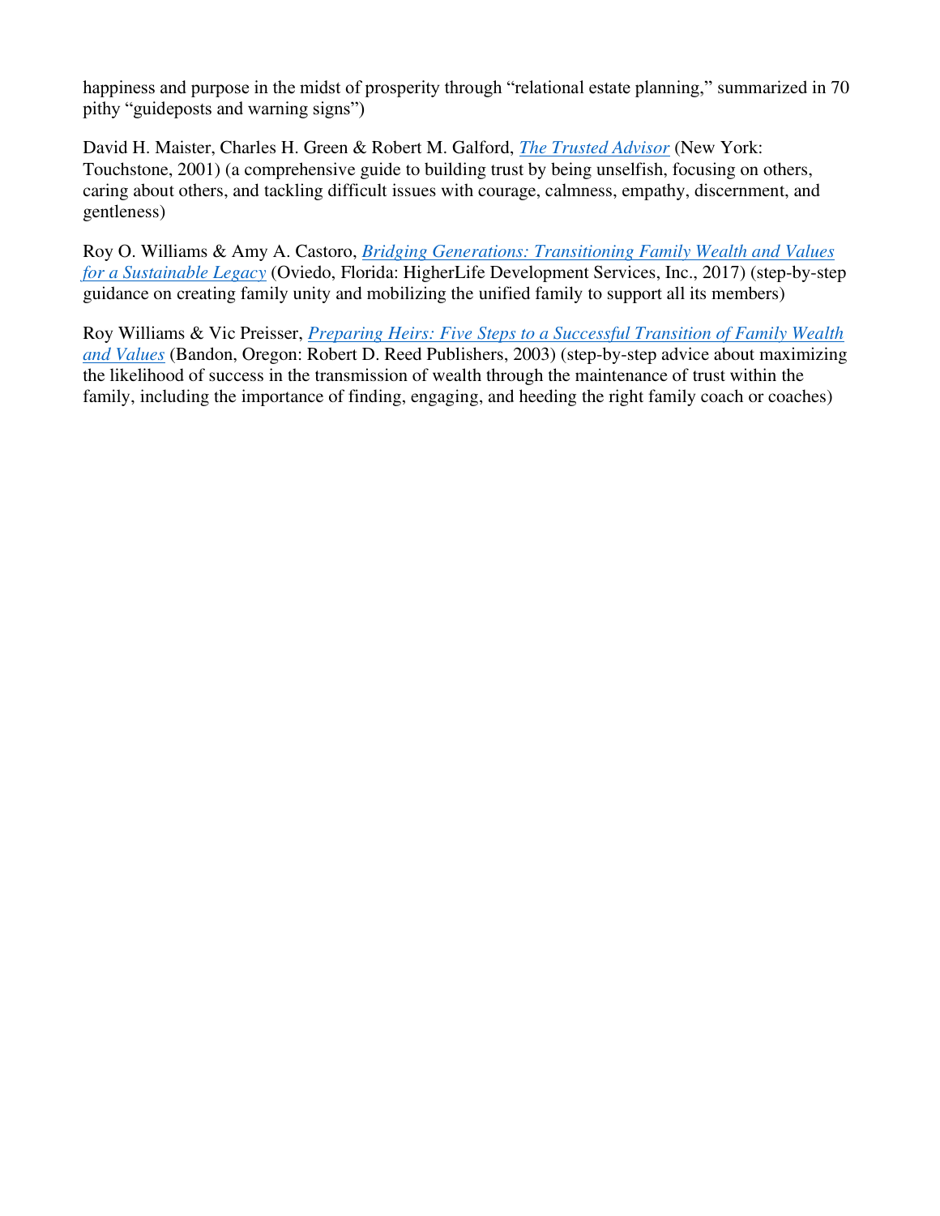happiness and purpose in the midst of prosperity through "relational estate planning," summarized in 70 pithy "guideposts and warning signs")

David H. Maister, Charles H. Green & Robert M. Galford, *The Trusted Advisor* (New York: Touchstone, 2001) (a comprehensive guide to building trust by being unselfish, focusing on others, caring about others, and tackling difficult issues with courage, calmness, empathy, discernment, and gentleness)

Roy O. Williams & Amy A. Castoro, *Bridging Generations: Transitioning Family Wealth and Values for a Sustainable Legacy* (Oviedo, Florida: HigherLife Development Services, Inc., 2017) (step-by-step guidance on creating family unity and mobilizing the unified family to support all its members)

Roy Williams & Vic Preisser, *Preparing Heirs: Five Steps to a Successful Transition of Family Wealth and Values* (Bandon, Oregon: Robert D. Reed Publishers, 2003) (step-by-step advice about maximizing the likelihood of success in the transmission of wealth through the maintenance of trust within the family, including the importance of finding, engaging, and heeding the right family coach or coaches)